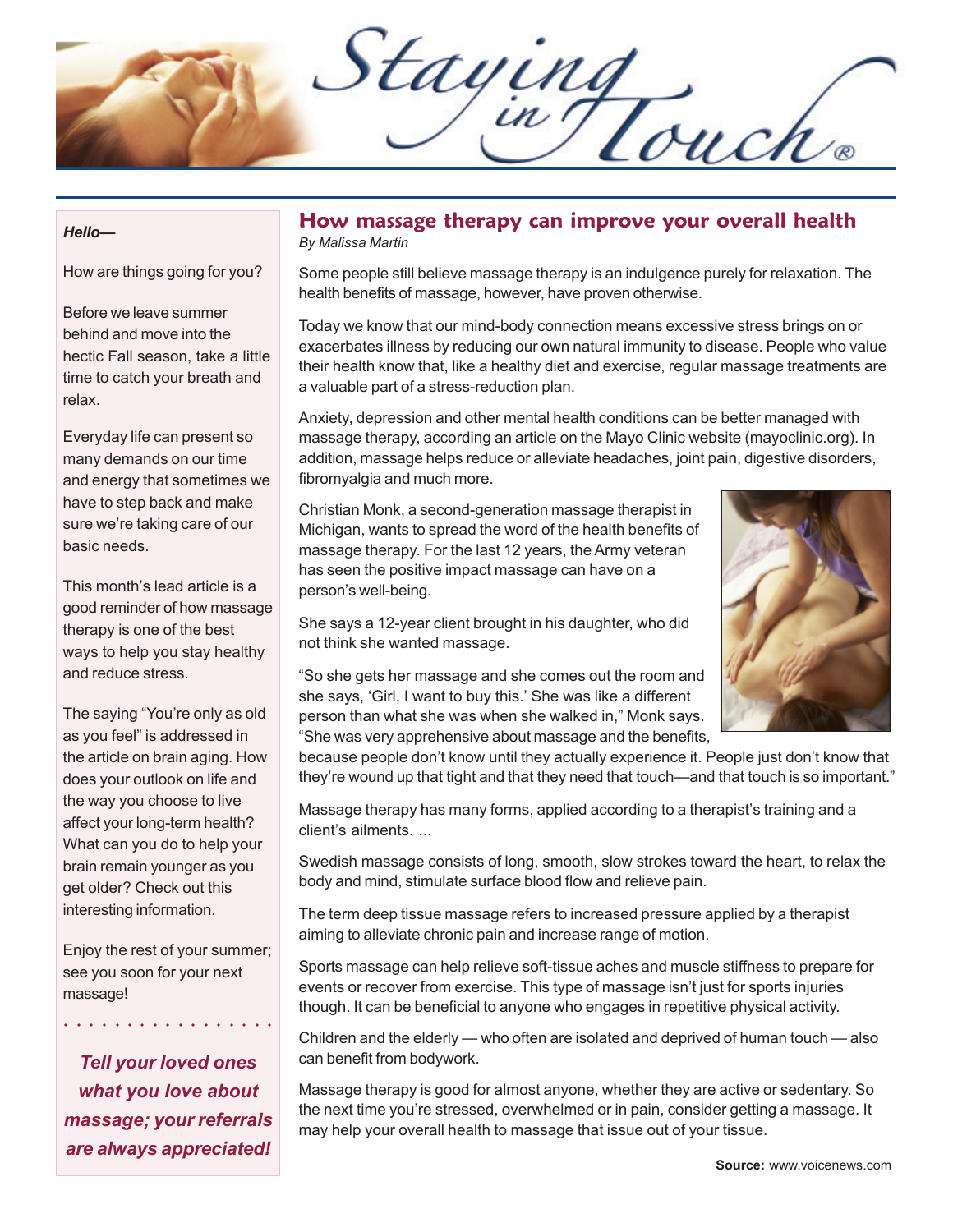# Staying in Touch®

*Hello—*

How are things going for you?

Before we leave summer behind and move into the hectic Fall season, take a little time to catch your breath and relax.

Everyday life can present so many demands on our time and energy that sometimes we have to step back and make sure we're taking care of our basic needs.

This month's lead article is a good reminder of how massage therapy is one of the best ways to help you stay healthy and reduce stress.

The saying "You're only as old as you feel" is addressed in the article on brain aging. How does your outlook on life and the way you choose to live affect your long-term health? What can you do to help your brain remain younger as you get older? Check out this interesting information.

Enjoy the rest of your summer; see you soon for your next massage!

***Tell your loved ones what you love about massage; your referrals are always appreciated!***

## How massage therapy can improve your overall health

*By Malissa Martin*

Some people still believe massage therapy is an indulgence purely for relaxation. The health benefits of massage, however, have proven otherwise.

Today we know that our mind-body connection means excessive stress brings on or exacerbates illness by reducing our own natural immunity to disease. People who value their health know that, like a healthy diet and exercise, regular massage treatments are a valuable part of a stress-reduction plan.

Anxiety, depression and other mental health conditions can be better managed with massage therapy, according an article on the Mayo Clinic website (mayoclinic.org). In addition, massage helps reduce or alleviate headaches, joint pain, digestive disorders, fibromyalgia and much more.

Christian Monk, a second-generation massage therapist in Michigan, wants to spread the word of the health benefits of massage therapy. For the last 12 years, the Army veteran has seen the positive impact massage can have on a person's well-being.

She says a 12-year client brought in his daughter, who did not think she wanted massage.

"So she gets her massage and she comes out the room and she says, 'Girl, I want to buy this.' She was like a different person than what she was when she walked in," Monk says. "She was very apprehensive about massage and the benefits, because people don't know until they actually experience it. People just don't know that they're wound up that tight and that they need that touch—and that touch is so important."

Massage therapy has many forms, applied according to a therapist's training and a client's ailments. ...

Swedish massage consists of long, smooth, slow strokes toward the heart, to relax the body and mind, stimulate surface blood flow and relieve pain.

The term deep tissue massage refers to increased pressure applied by a therapist aiming to alleviate chronic pain and increase range of motion.

Sports massage can help relieve soft-tissue aches and muscle stiffness to prepare for events or recover from exercise. This type of massage isn't just for sports injuries though. It can be beneficial to anyone who engages in repetitive physical activity.

Children and the elderly — who often are isolated and deprived of human touch — also can benefit from bodywork.

Massage therapy is good for almost anyone, whether they are active or sedentary. So the next time you're stressed, overwhelmed or in pain, consider getting a massage. It may help your overall health to massage that issue out of your tissue.

**Source:** www.voicenews.com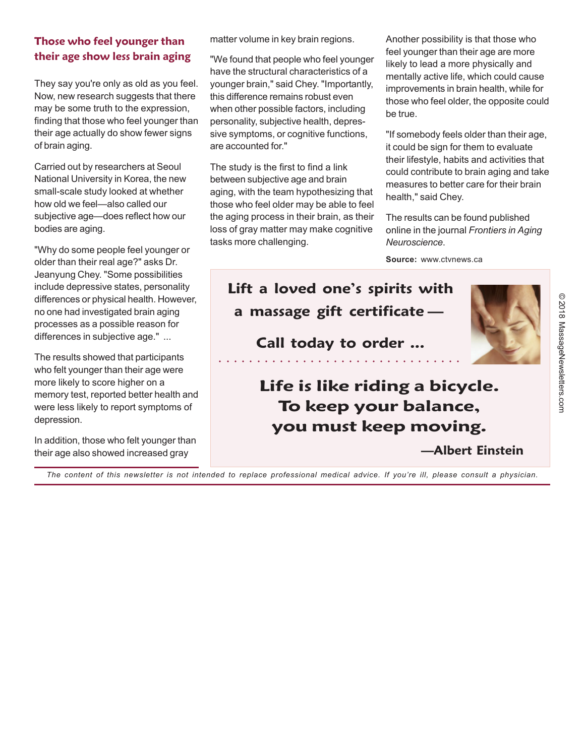## Those who feel younger than their age show less brain aging

They say you're only as old as you feel. Now, new research suggests that there may be some truth to the expression, finding that those who feel younger than their age actually do show fewer signs of brain aging.

Carried out by researchers at Seoul National University in Korea, the new small-scale study looked at whether how old we feel—also called our subjective age—does reflect how our bodies are aging.

"Why do some people feel younger or older than their real age?" asks Dr. Jeanyung Chey. "Some possibilities include depressive states, personality differences or physical health. However, no one had investigated brain aging processes as a possible reason for differences in subjective age." ...

The results showed that participants who felt younger than their age were more likely to score higher on a memory test, reported better health and were less likely to report symptoms of depression.

In addition, those who felt younger than their age also showed increased gray matter volume in key brain regions.

"We found that people who feel younger have the structural characteristics of a younger brain," said Chey. "Importantly, this difference remains robust even when other possible factors, including personality, subjective health, depressive symptoms, or cognitive functions, are accounted for."

The study is the first to find a link between subjective age and brain aging, with the team hypothesizing that those who feel older may be able to feel the aging process in their brain, as their loss of gray matter may make cognitive tasks more challenging.

Another possibility is that those who feel younger than their age are more likely to lead a more physically and mentally active life, which could cause improvements in brain health, while for those who feel older, the opposite could be true.

"If somebody feels older than their age, it could be sign for them to evaluate their lifestyle, habits and activities that could contribute to brain aging and take measures to better care for their brain health," said Chey.

The results can be found published online in the journal *Frontiers in Aging Neuroscience*.

**Source:** www.ctvnews.ca

**Lift a loved one's spirits with a massage gift certificate —**

**Call today to order ...**

**Life is like riding a bicycle. To keep your balance, you must keep moving.**

**—Albert Einstein**

*The content of this newsletter is not intended to replace professional medical advice. If you're ill, please consult a physician.*

© 2018 MassageNewsletters.com